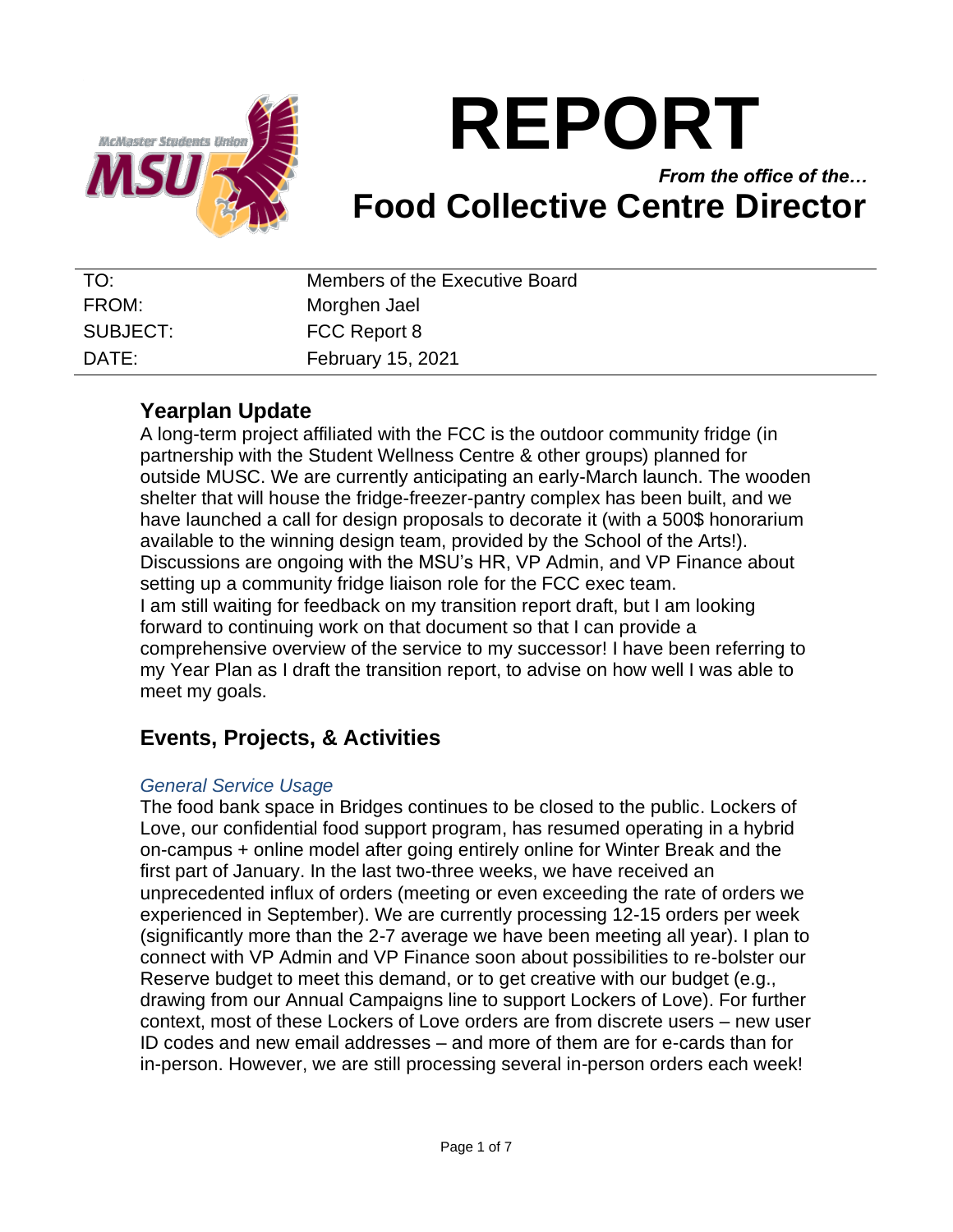# REPORT

*From the office of the…*

## Food Collective Centre Director

| | |
|---|---|
| TO: | Members of the Executive Board |
| FROM: | Morghen Jael |
| SUBJECT: | FCC Report 8 |
| DATE: | February 15, 2021 |

## Yearplan Update

A long-term project affiliated with the FCC is the outdoor community fridge (in partnership with the Student Wellness Centre & other groups) planned for outside MUSC. We are currently anticipating an early-March launch. The wooden shelter that will house the fridge-freezer-pantry complex has been built, and we have launched a call for design proposals to decorate it (with a 500$ honorarium available to the winning design team, provided by the School of the Arts!). Discussions are ongoing with the MSU's HR, VP Admin, and VP Finance about setting up a community fridge liaison role for the FCC exec team.

I am still waiting for feedback on my transition report draft, but I am looking forward to continuing work on that document so that I can provide a comprehensive overview of the service to my successor! I have been referring to my Year Plan as I draft the transition report, to advise on how well I was able to meet my goals.

## Events, Projects, & Activities

### *General Service Usage*

The food bank space in Bridges continues to be closed to the public. Lockers of Love, our confidential food support program, has resumed operating in a hybrid on-campus + online model after going entirely online for Winter Break and the first part of January. In the last two-three weeks, we have received an unprecedented influx of orders (meeting or even exceeding the rate of orders we experienced in September). We are currently processing 12-15 orders per week (significantly more than the 2-7 average we have been meeting all year). I plan to connect with VP Admin and VP Finance soon about possibilities to re-bolster our Reserve budget to meet this demand, or to get creative with our budget (e.g., drawing from our Annual Campaigns line to support Lockers of Love). For further context, most of these Lockers of Love orders are from discrete users – new user ID codes and new email addresses – and more of them are for e-cards than for in-person. However, we are still processing several in-person orders each week!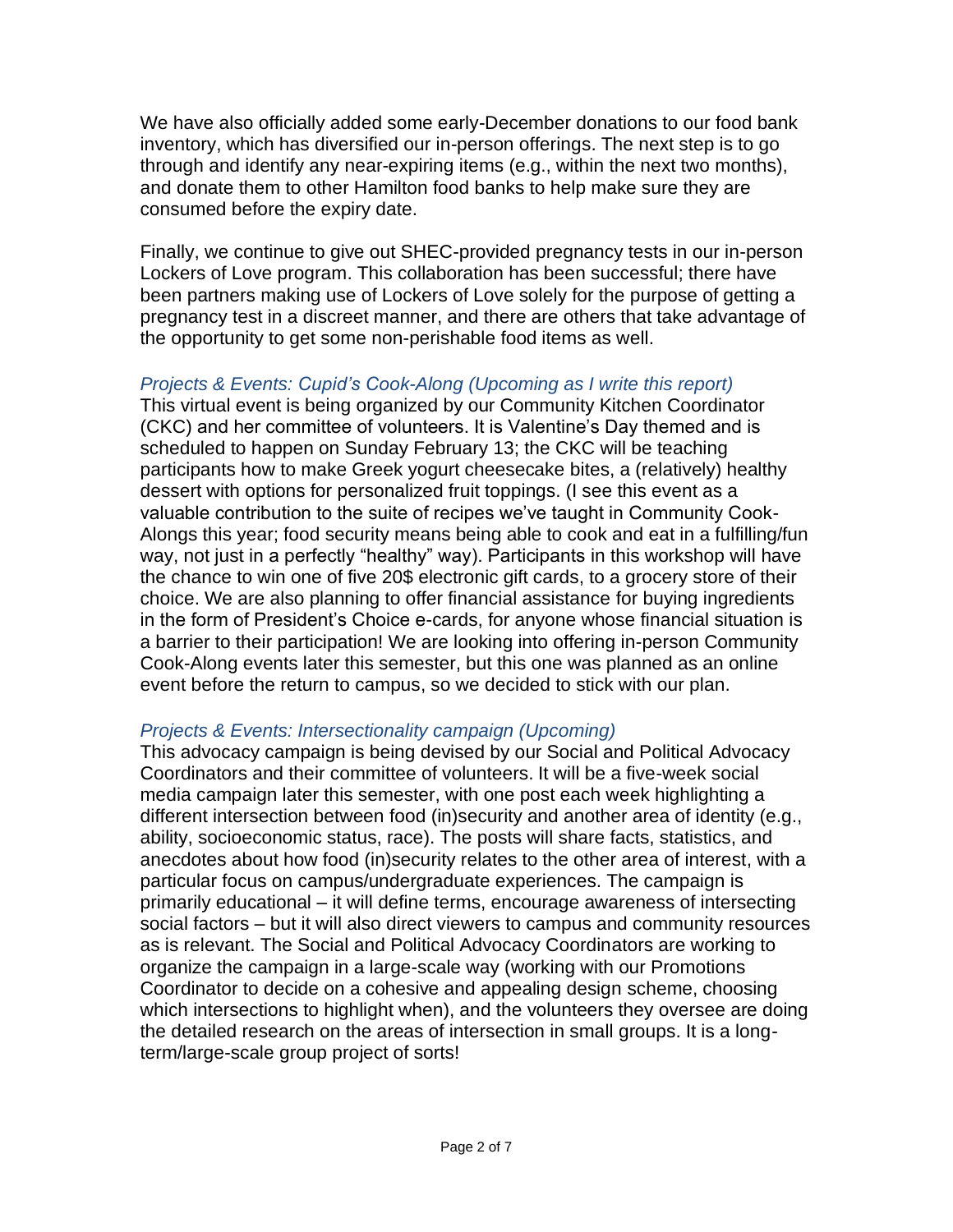We have also officially added some early-December donations to our food bank inventory, which has diversified our in-person offerings. The next step is to go through and identify any near-expiring items (e.g., within the next two months), and donate them to other Hamilton food banks to help make sure they are consumed before the expiry date.

Finally, we continue to give out SHEC-provided pregnancy tests in our in-person Lockers of Love program. This collaboration has been successful; there have been partners making use of Lockers of Love solely for the purpose of getting a pregnancy test in a discreet manner, and there are others that take advantage of the opportunity to get some non-perishable food items as well.

### *Projects & Events: Cupid's Cook-Along (Upcoming as I write this report)*

This virtual event is being organized by our Community Kitchen Coordinator (CKC) and her committee of volunteers. It is Valentine's Day themed and is scheduled to happen on Sunday February 13; the CKC will be teaching participants how to make Greek yogurt cheesecake bites, a (relatively) healthy dessert with options for personalized fruit toppings. (I see this event as a valuable contribution to the suite of recipes we've taught in Community Cook-Alongs this year; food security means being able to cook and eat in a fulfilling/fun way, not just in a perfectly "healthy" way). Participants in this workshop will have the chance to win one of five 20$ electronic gift cards, to a grocery store of their choice. We are also planning to offer financial assistance for buying ingredients in the form of President's Choice e-cards, for anyone whose financial situation is a barrier to their participation! We are looking into offering in-person Community Cook-Along events later this semester, but this one was planned as an online event before the return to campus, so we decided to stick with our plan.

### *Projects & Events: Intersectionality campaign (Upcoming)*

This advocacy campaign is being devised by our Social and Political Advocacy Coordinators and their committee of volunteers. It will be a five-week social media campaign later this semester, with one post each week highlighting a different intersection between food (in)security and another area of identity (e.g., ability, socioeconomic status, race). The posts will share facts, statistics, and anecdotes about how food (in)security relates to the other area of interest, with a particular focus on campus/undergraduate experiences. The campaign is primarily educational – it will define terms, encourage awareness of intersecting social factors – but it will also direct viewers to campus and community resources as is relevant. The Social and Political Advocacy Coordinators are working to organize the campaign in a large-scale way (working with our Promotions Coordinator to decide on a cohesive and appealing design scheme, choosing which intersections to highlight when), and the volunteers they oversee are doing the detailed research on the areas of intersection in small groups. It is a long-term/large-scale group project of sorts!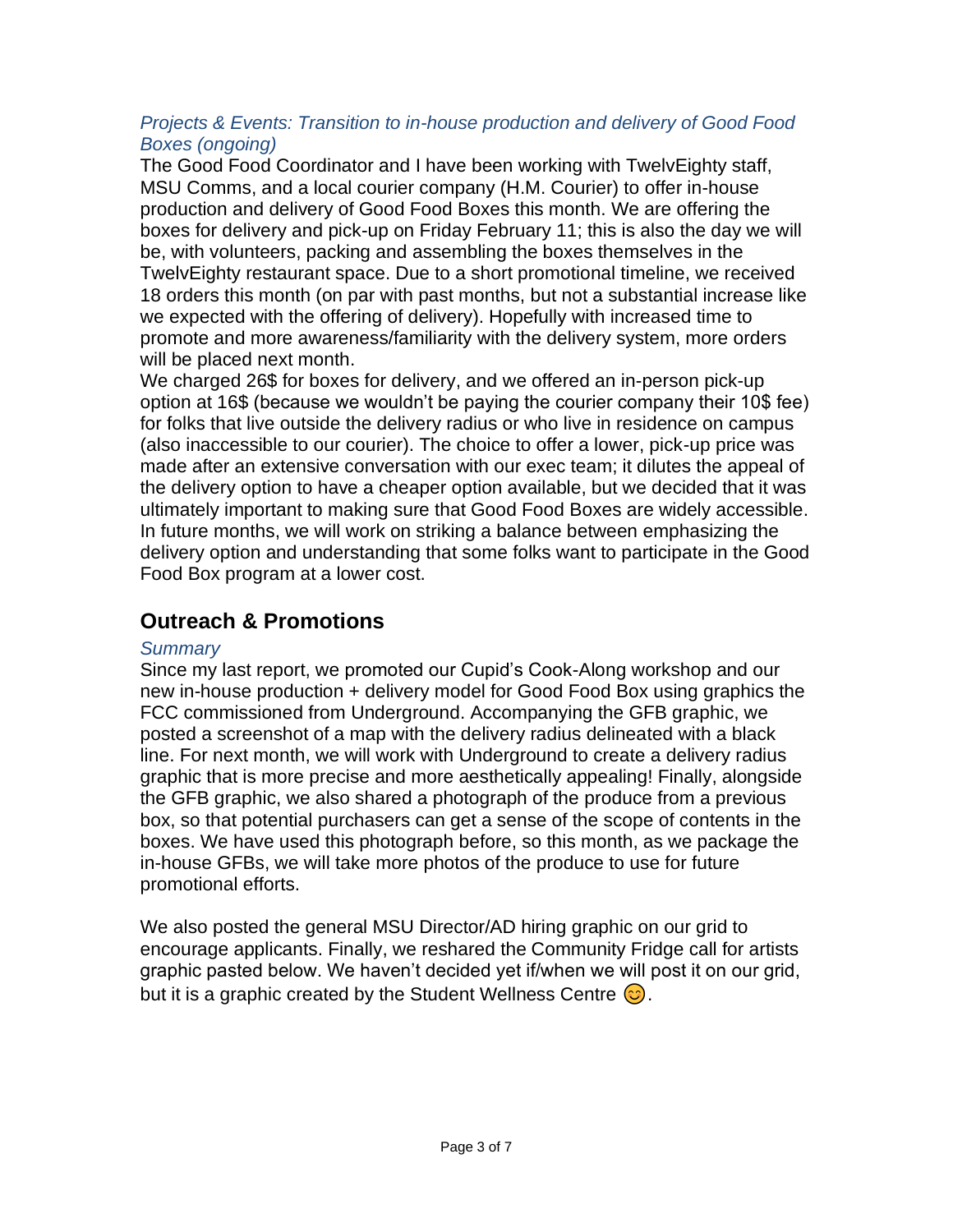*Projects & Events: Transition to in-house production and delivery of Good Food Boxes (ongoing)*

The Good Food Coordinator and I have been working with TwelvEighty staff, MSU Comms, and a local courier company (H.M. Courier) to offer in-house production and delivery of Good Food Boxes this month. We are offering the boxes for delivery and pick-up on Friday February 11; this is also the day we will be, with volunteers, packing and assembling the boxes themselves in the TwelvEighty restaurant space. Due to a short promotional timeline, we received 18 orders this month (on par with past months, but not a substantial increase like we expected with the offering of delivery). Hopefully with increased time to promote and more awareness/familiarity with the delivery system, more orders will be placed next month.

We charged 26$ for boxes for delivery, and we offered an in-person pick-up option at 16$ (because we wouldn't be paying the courier company their 10$ fee) for folks that live outside the delivery radius or who live in residence on campus (also inaccessible to our courier). The choice to offer a lower, pick-up price was made after an extensive conversation with our exec team; it dilutes the appeal of the delivery option to have a cheaper option available, but we decided that it was ultimately important to making sure that Good Food Boxes are widely accessible. In future months, we will work on striking a balance between emphasizing the delivery option and understanding that some folks want to participate in the Good Food Box program at a lower cost.

## Outreach & Promotions

*Summary*

Since my last report, we promoted our Cupid's Cook-Along workshop and our new in-house production + delivery model for Good Food Box using graphics the FCC commissioned from Underground. Accompanying the GFB graphic, we posted a screenshot of a map with the delivery radius delineated with a black line. For next month, we will work with Underground to create a delivery radius graphic that is more precise and more aesthetically appealing! Finally, alongside the GFB graphic, we also shared a photograph of the produce from a previous box, so that potential purchasers can get a sense of the scope of contents in the boxes. We have used this photograph before, so this month, as we package the in-house GFBs, we will take more photos of the produce to use for future promotional efforts.

We also posted the general MSU Director/AD hiring graphic on our grid to encourage applicants. Finally, we reshared the Community Fridge call for artists graphic pasted below. We haven't decided yet if/when we will post it on our grid, but it is a graphic created by the Student Wellness Centre 😊.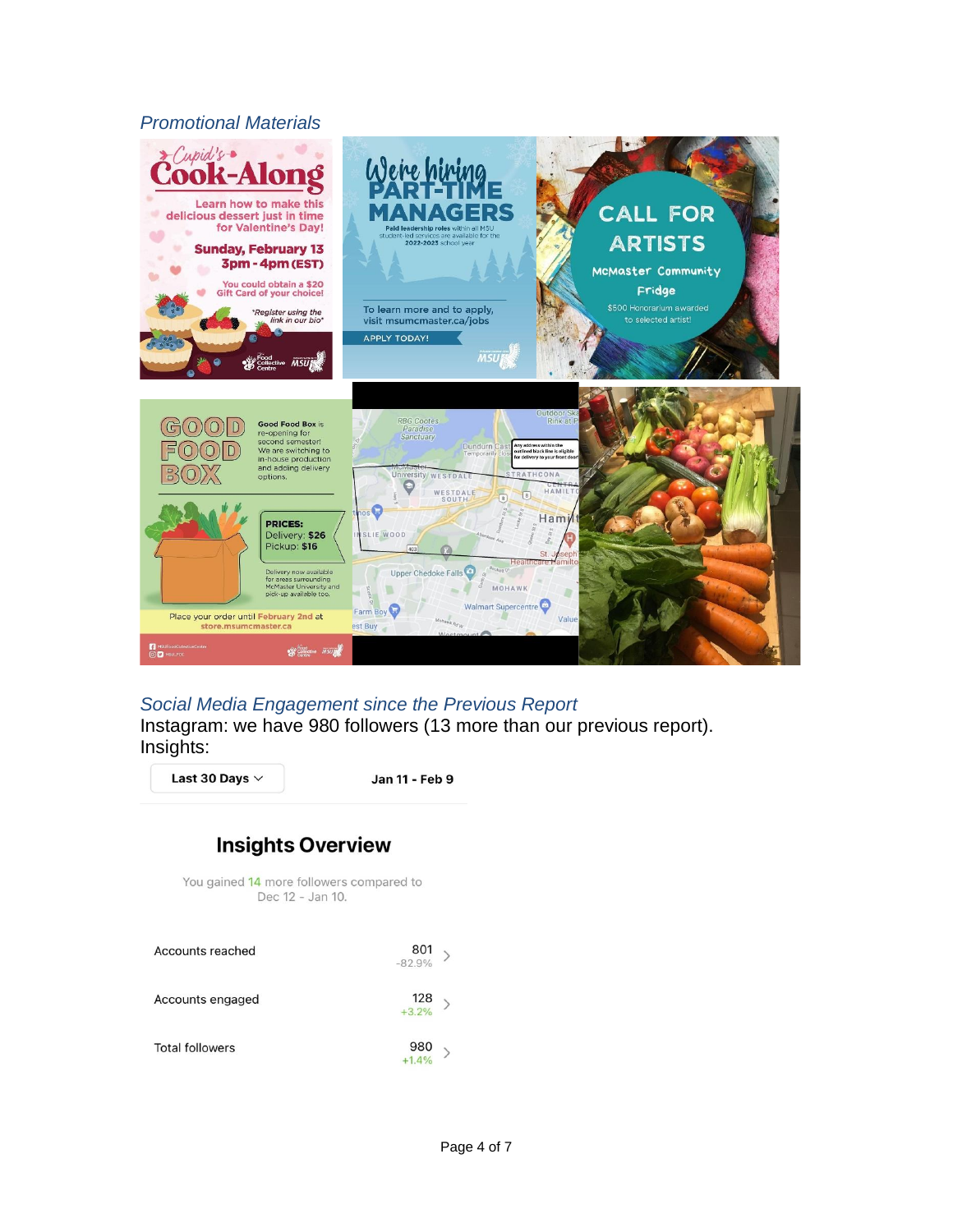## *Promotional Materials*

## *Social Media Engagement since the Previous Report*

Instagram: we have 980 followers (13 more than our previous report).

Insights:

Last 30 Days — Jan 11 - Feb 9

**Insights Overview**

You gained 14 more followers compared to Dec 12 - Jan 10.

| Metric | Value | Change |
| --- | --- | --- |
| Accounts reached | 801 | -82.9% |
| Accounts engaged | 128 | +3.2% |
| Total followers | 980 | +1.4% |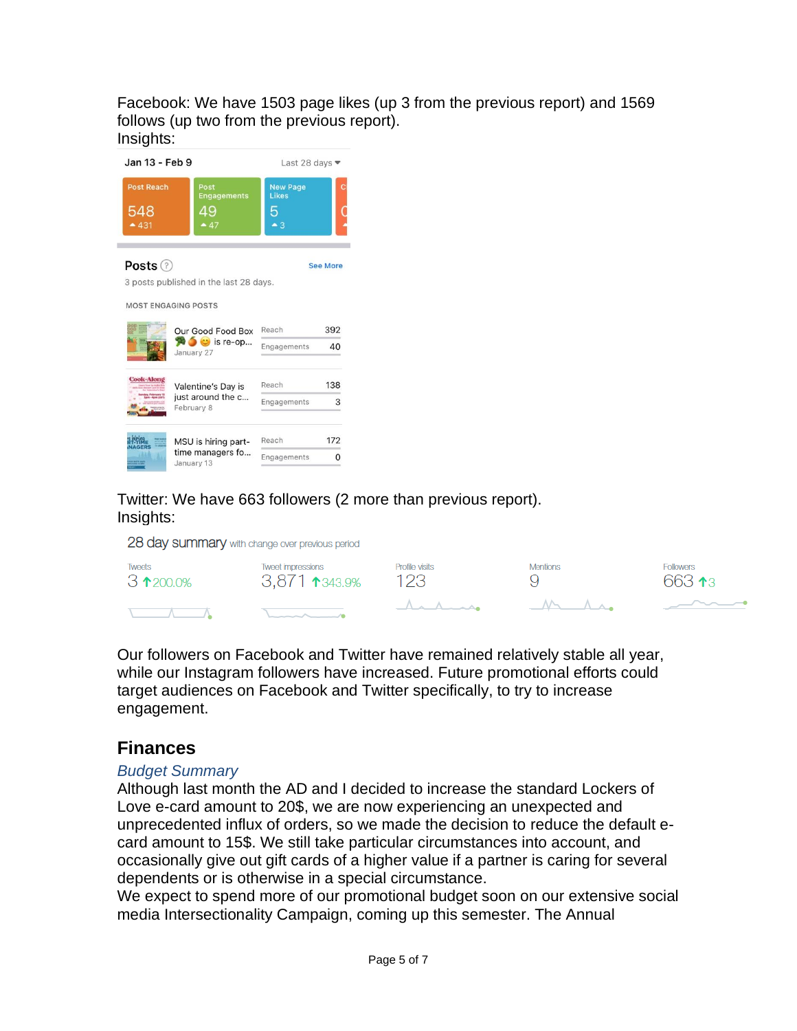Facebook: We have 1503 page likes (up 3 from the previous report) and 1569 follows (up two from the previous report).
Insights:

Jan 13 - Feb 9 Last 28 days

| Post Reach | Post Engagements | New Page Likes |
|---|---|---|
| 548 ▲431 | 49 ▲47 | 5 ▲3 |

**Posts**

See More

3 posts published in the last 28 days.

MOST ENGAGING POSTS

| Post | Reach | Engagements |
|---|---|---|
| Our Good Food Box 🥦🍊😊 is re-op... January 27 | 392 | 40 |
| Valentine's Day is just around the c... February 8 | 138 | 3 |
| MSU is hiring part-time managers fo... January 13 | 172 | 0 |

Twitter: We have 663 followers (2 more than previous report).
Insights:

28 day summary with change over previous period

| Tweets | Tweet impressions | Profile visits | Mentions | Followers |
|---|---|---|---|---|
| 3 ↑200.0% | 3,871 ↑343.9% | 123 | 9 | 663 ↑3 |

Our followers on Facebook and Twitter have remained relatively stable all year, while our Instagram followers have increased. Future promotional efforts could target audiences on Facebook and Twitter specifically, to try to increase engagement.

## Finances

### *Budget Summary*

Although last month the AD and I decided to increase the standard Lockers of Love e-card amount to 20$, we are now experiencing an unexpected and unprecedented influx of orders, so we made the decision to reduce the default e-card amount to 15$. We still take particular circumstances into account, and occasionally give out gift cards of a higher value if a partner is caring for several dependents or is otherwise in a special circumstance.
We expect to spend more of our promotional budget soon on our extensive social media Intersectionality Campaign, coming up this semester. The Annual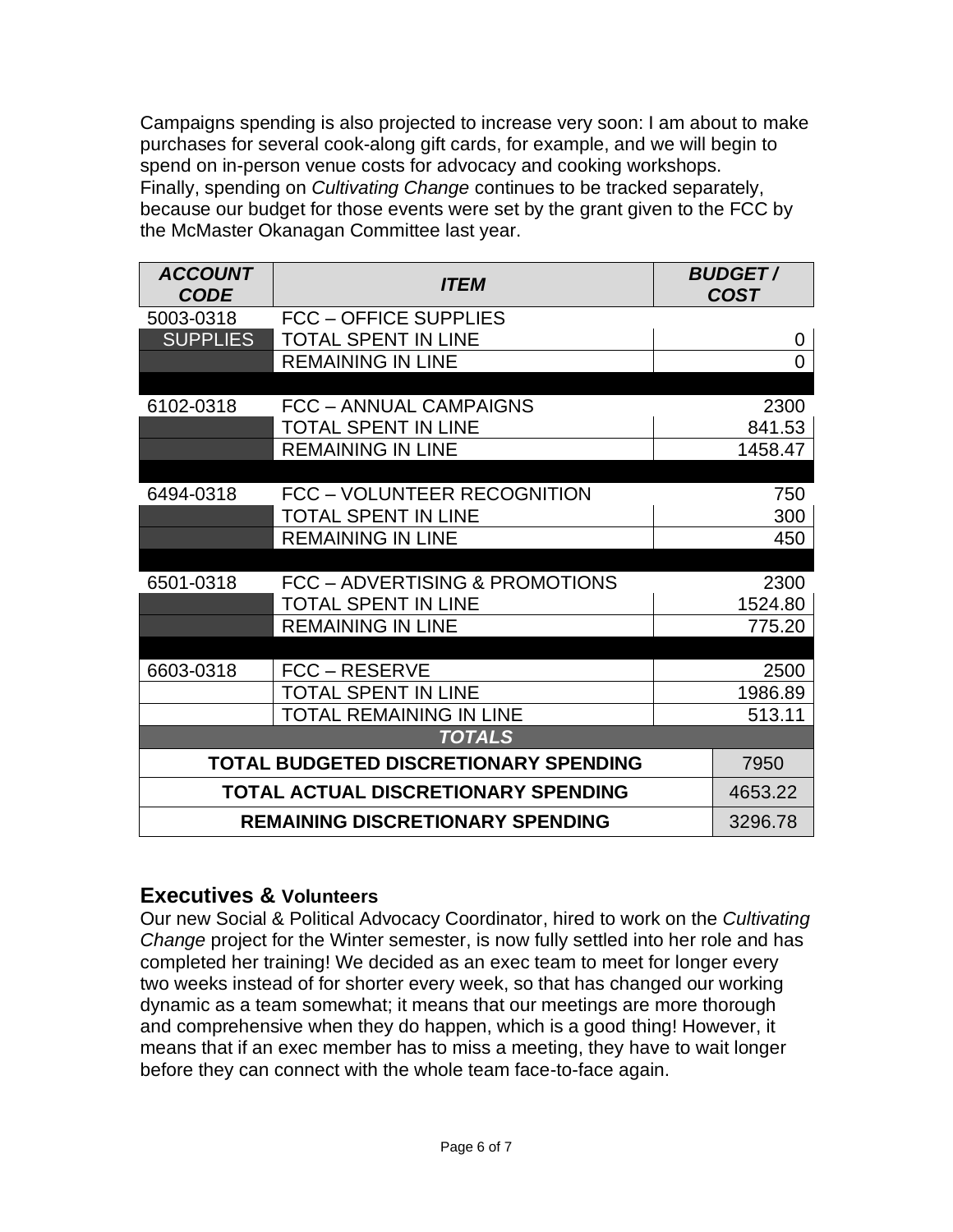Campaigns spending is also projected to increase very soon: I am about to make purchases for several cook-along gift cards, for example, and we will begin to spend on in-person venue costs for advocacy and cooking workshops.
Finally, spending on *Cultivating Change* continues to be tracked separately, because our budget for those events were set by the grant given to the FCC by the McMaster Okanagan Committee last year.

| ***ACCOUNT CODE*** | ***ITEM*** | ***BUDGET / COST*** |
|---|---|---|
| 5003-0318 | FCC – OFFICE SUPPLIES | |
| SUPPLIES | TOTAL SPENT IN LINE | 0 |
| | REMAINING IN LINE | 0 |
| | | |
| 6102-0318 | FCC – ANNUAL CAMPAIGNS | 2300 |
| | TOTAL SPENT IN LINE | 841.53 |
| | REMAINING IN LINE | 1458.47 |
| | | |
| 6494-0318 | FCC – VOLUNTEER RECOGNITION | 750 |
| | TOTAL SPENT IN LINE | 300 |
| | REMAINING IN LINE | 450 |
| | | |
| 6501-0318 | FCC – ADVERTISING & PROMOTIONS | 2300 |
| | TOTAL SPENT IN LINE | 1524.80 |
| | REMAINING IN LINE | 775.20 |
| | | |
| 6603-0318 | FCC – RESERVE | 2500 |
| | TOTAL SPENT IN LINE | 1986.89 |
| | TOTAL REMAINING IN LINE | 513.11 |
| ***TOTALS*** | | |
| **TOTAL BUDGETED DISCRETIONARY SPENDING** | | 7950 |
| **TOTAL ACTUAL DISCRETIONARY SPENDING** | | 4653.22 |
| **REMAINING DISCRETIONARY SPENDING** | | 3296.78 |

## Executives & Volunteers

Our new Social & Political Advocacy Coordinator, hired to work on the *Cultivating Change* project for the Winter semester, is now fully settled into her role and has completed her training! We decided as an exec team to meet for longer every two weeks instead of for shorter every week, so that has changed our working dynamic as a team somewhat; it means that our meetings are more thorough and comprehensive when they do happen, which is a good thing! However, it means that if an exec member has to miss a meeting, they have to wait longer before they can connect with the whole team face-to-face again.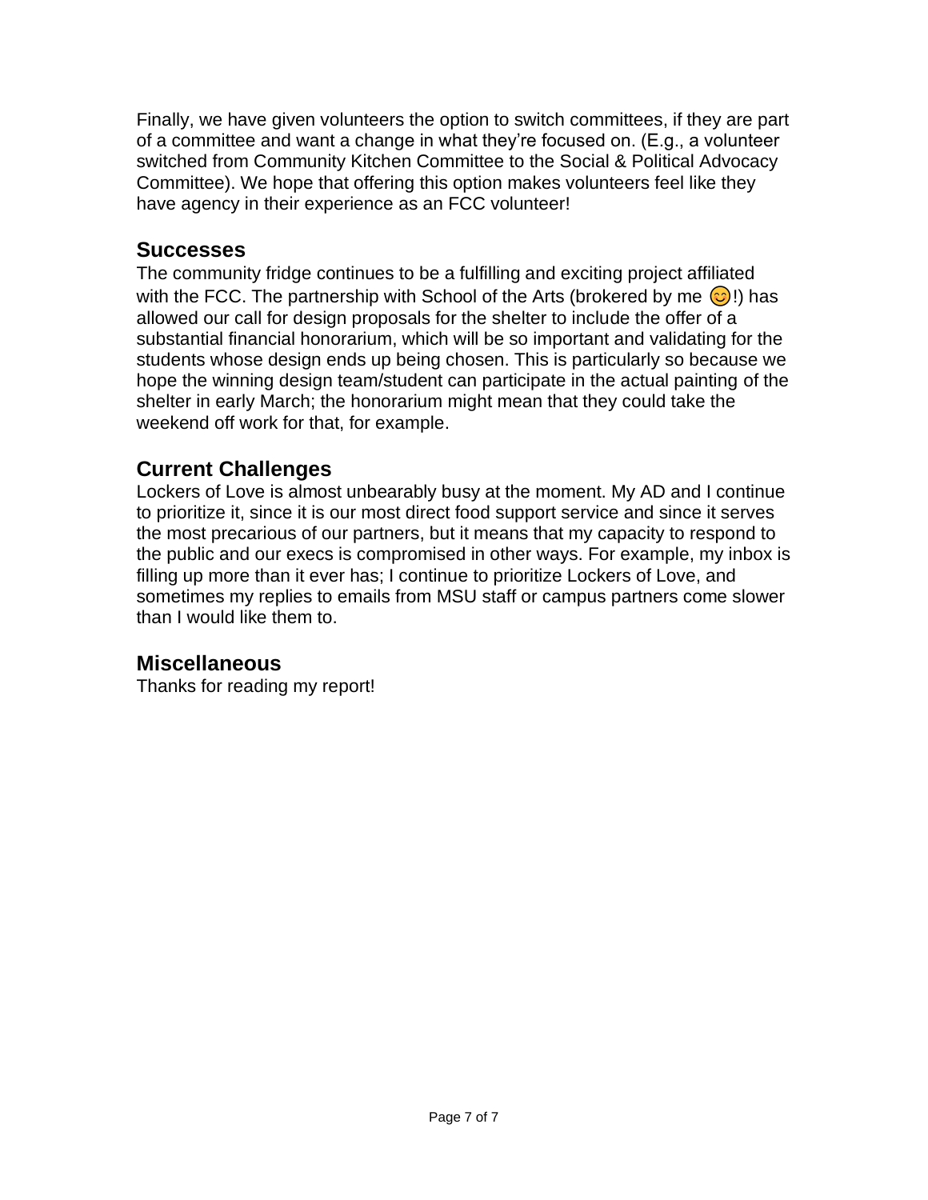Finally, we have given volunteers the option to switch committees, if they are part of a committee and want a change in what they're focused on. (E.g., a volunteer switched from Community Kitchen Committee to the Social & Political Advocacy Committee). We hope that offering this option makes volunteers feel like they have agency in their experience as an FCC volunteer!

## Successes

The community fridge continues to be a fulfilling and exciting project affiliated with the FCC. The partnership with School of the Arts (brokered by me 😊!) has allowed our call for design proposals for the shelter to include the offer of a substantial financial honorarium, which will be so important and validating for the students whose design ends up being chosen. This is particularly so because we hope the winning design team/student can participate in the actual painting of the shelter in early March; the honorarium might mean that they could take the weekend off work for that, for example.

## Current Challenges

Lockers of Love is almost unbearably busy at the moment. My AD and I continue to prioritize it, since it is our most direct food support service and since it serves the most precarious of our partners, but it means that my capacity to respond to the public and our execs is compromised in other ways. For example, my inbox is filling up more than it ever has; I continue to prioritize Lockers of Love, and sometimes my replies to emails from MSU staff or campus partners come slower than I would like them to.

## Miscellaneous

Thanks for reading my report!